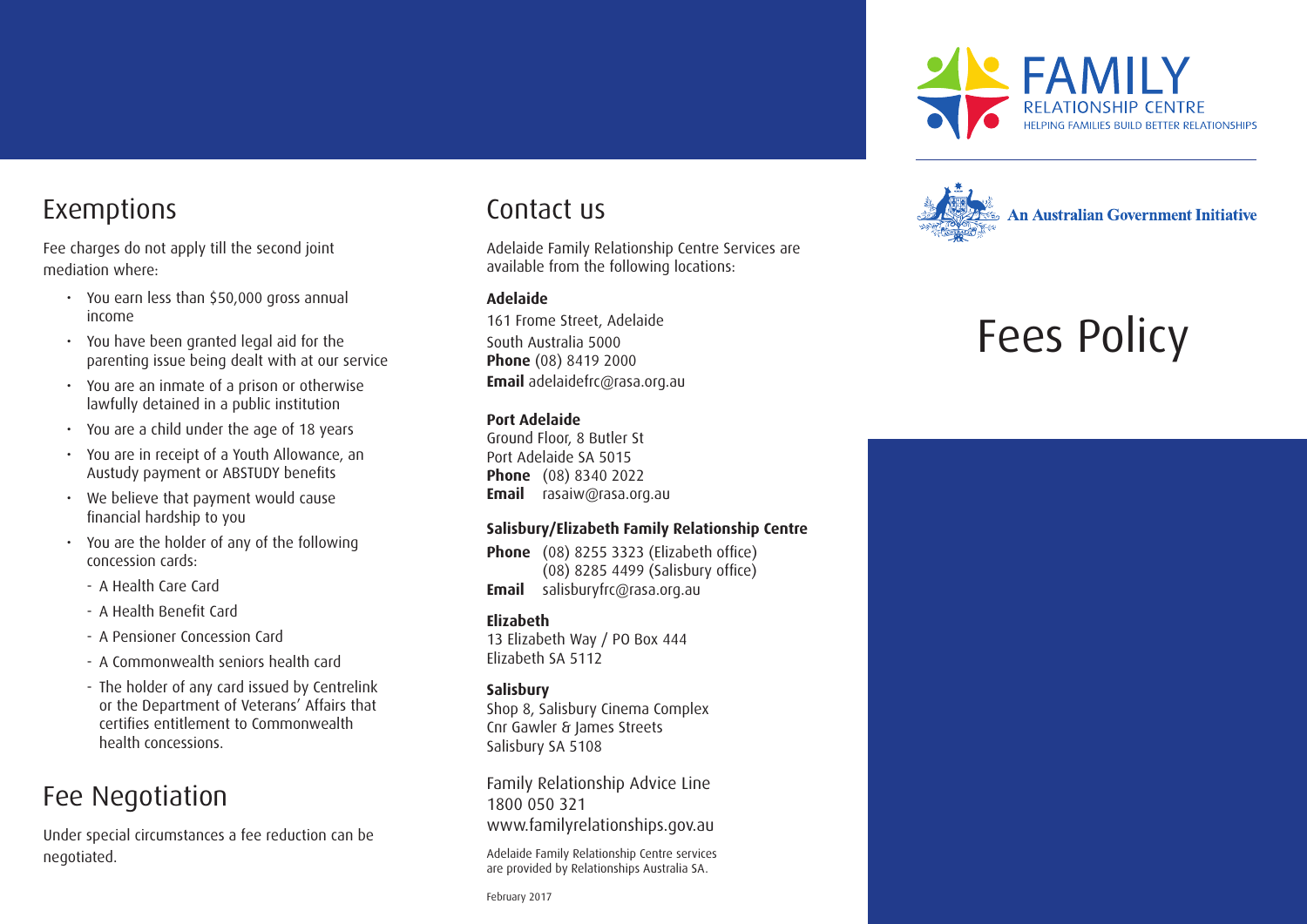# Exemptions

Fee charges do not apply till the second joint mediation where:

- You earn less than $50,000 gross annual income
- You have been granted legal aid for the parenting issue being dealt with at our service
- You are an inmate of a prison or otherwise lawfully detained in a public institution
- You are a child under the age of 18 years
- You are in receipt of a Youth Allowance, an Austudy payment or ABSTUDY benefits
- We believe that payment would cause financial hardship to you
- You are the holder of any of the following concession cards:
  - A Health Care Card
  - A Health Benefit Card
  - A Pensioner Concession Card
  - A Commonwealth seniors health card
  - The holder of any card issued by Centrelink or the Department of Veterans' Affairs that certifies entitlement to Commonwealth health concessions.

# Fee Negotiation

Under special circumstances a fee reduction can be negotiated.

# Contact us

Adelaide Family Relationship Centre Services are available from the following locations:

**Adelaide**
161 Frome Street, Adelaide
South Australia 5000
**Phone** (08) 8419 2000
**Email** adelaidefrc@rasa.org.au

**Port Adelaide**
Ground Floor, 8 Butler St
Port Adelaide SA 5015
**Phone** (08) 8340 2022
**Email** rasaiw@rasa.org.au

**Salisbury/Elizabeth Family Relationship Centre**

**Phone** (08) 8255 3323 (Elizabeth office)
(08) 8285 4499 (Salisbury office)
**Email** salisburyfrc@rasa.org.au

**Elizabeth**
13 Elizabeth Way / PO Box 444
Elizabeth SA 5112

**Salisbury**
Shop 8, Salisbury Cinema Complex
Cnr Gawler & James Streets
Salisbury SA 5108

Family Relationship Advice Line
1800 050 321
www.familyrelationships.gov.au

Adelaide Family Relationship Centre services are provided by Relationships Australia SA.

February 2017

FAMILY RELATIONSHIP CENTRE
HELPING FAMILIES BUILD BETTER RELATIONSHIPS

An Australian Government Initiative

# Fees Policy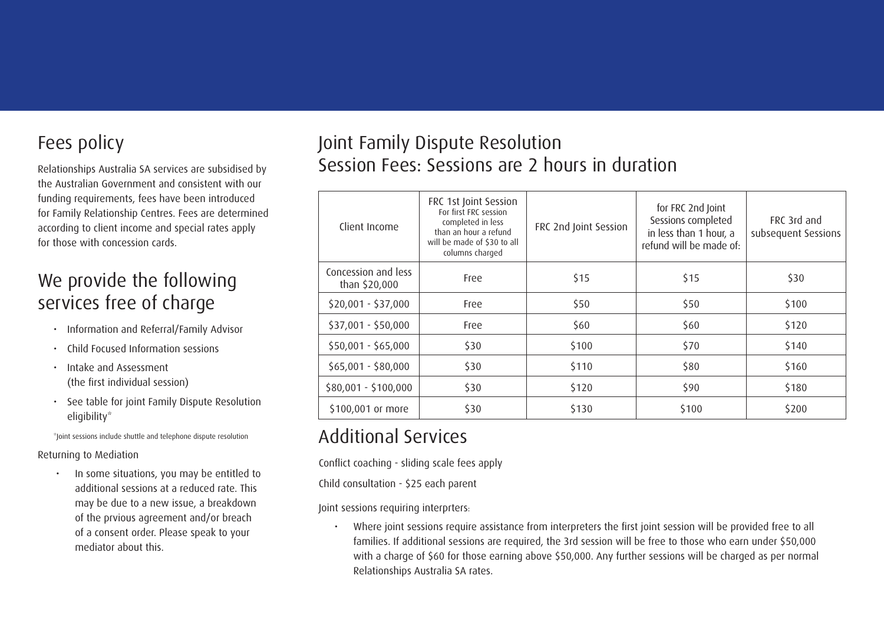## Fees policy

Relationships Australia SA services are subsidised by the Australian Government and consistent with our funding requirements, fees have been introduced for Family Relationship Centres. Fees are determined according to client income and special rates apply for those with concession cards.

## We provide the following services free of charge

- Information and Referral/Family Advisor
- Child Focused Information sessions
- Intake and Assessment (the first individual session)
- See table for joint Family Dispute Resolution eligibility*

*Joint sessions include shuttle and telephone dispute resolution

Returning to Mediation

- In some situations, you may be entitled to additional sessions at a reduced rate. This may be due to a new issue, a breakdown of the prvious agreement and/or breach of a consent order. Please speak to your mediator about this.

## Joint Family Dispute Resolution Session Fees: Sessions are 2 hours in duration

| Client Income | FRC 1st Joint Session For first FRC session completed in less than an hour a refund will be made of $30 to all columns charged | FRC 2nd Joint Session | for FRC 2nd Joint Sessions completed in less than 1 hour, a refund will be made of: | FRC 3rd and subsequent Sessions |
|---|---|---|---|---|
| Concession and less than $20,000 | Free | $15 | $15 | $30 |
| $20,001 - $37,000 | Free | $50 | $50 | $100 |
| $37,001 - $50,000 | Free | $60 | $60 | $120 |
| $50,001 - $65,000 | $30 | $100 | $70 | $140 |
| $65,001 - $80,000 | $30 | $110 | $80 | $160 |
| $80,001 - $100,000 | $30 | $120 | $90 | $180 |
| $100,001 or more | $30 | $130 | $100 | $200 |

## Additional Services

Conflict coaching - sliding scale fees apply

Child consultation - $25 each parent

Joint sessions requiring interprters:

- Where joint sessions require assistance from interpreters the first joint session will be provided free to all families. If additional sessions are required, the 3rd session will be free to those who earn under $50,000 with a charge of $60 for those earning above $50,000. Any further sessions will be charged as per normal Relationships Australia SA rates.